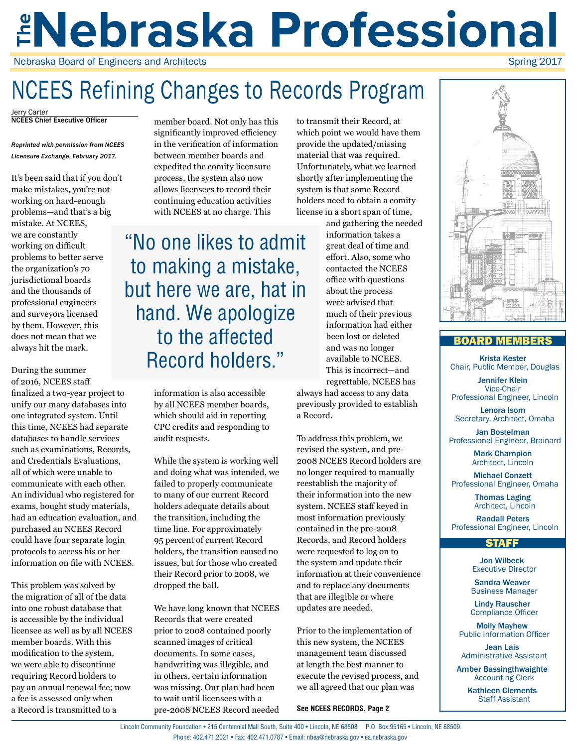# The Nebraska Professional

Nebraska Board of Engineers and Architects

Spring 2017

## NCEES Refining Changes to Records Program

Jerry Carter
**NCEES Chief Executive Officer**

*Reprinted with permission from NCEES Licensure Exchange, February 2017.*

It's been said that if you don't make mistakes, you're not working on hard-enough problems—and that's a big mistake. At NCEES, we are constantly working on difficult problems to better serve the organization's 70 jurisdictional boards and the thousands of professional engineers and surveyors licensed by them. However, this does not mean that we always hit the mark.

During the summer of 2016, NCEES staff finalized a two-year project to unify our many databases into one integrated system. Until this time, NCEES had separate databases to handle services such as examinations, Records, and Credentials Evaluations, all of which were unable to communicate with each other. An individual who registered for exams, bought study materials, had an education evaluation, and purchased an NCEES Record could have four separate login protocols to access his or her information on file with NCEES.

This problem was solved by the migration of all of the data into one robust database that is accessible by the individual licensee as well as by all NCEES member boards. With this modification to the system, we were able to discontinue requiring Record holders to pay an annual renewal fee; now a fee is assessed only when a Record is transmitted to a member board. Not only has this significantly improved efficiency in the verification of information between member boards and expedited the comity licensure process, the system also now allows licensees to record their continuing education activities with NCEES at no charge. This information is also accessible by all NCEES member boards, which should aid in reporting CPC credits and responding to audit requests.

> "No one likes to admit to making a mistake, but here we are, hat in hand. We apologize to the affected Record holders."

While the system is working well and doing what was intended, we failed to properly communicate to many of our current Record holders adequate details about the transition, including the time line. For approximately 95 percent of current Record holders, the transition caused no issues, but for those who created their Record prior to 2008, we dropped the ball.

We have long known that NCEES Records that were created prior to 2008 contained poorly scanned images of critical documents. In some cases, handwriting was illegible, and in others, certain information was missing. Our plan had been to wait until licensees with a pre-2008 NCEES Record needed to transmit their Record, at which point we would have them provide the updated/missing material that was required. Unfortunately, what we learned shortly after implementing the system is that some Record holders need to obtain a comity license in a short span of time, and gathering the needed information takes a great deal of time and effort. Also, some who contacted the NCEES office with questions about the process were advised that much of their previous information had either been lost or deleted and was no longer available to NCEES. This is incorrect—and regrettable. NCEES has always had access to any data previously provided to establish a Record.

To address this problem, we revised the system, and pre-2008 NCEES Record holders are no longer required to manually reestablish the majority of their information into the new system. NCEES staff keyed in most information previously contained in the pre-2008 Records, and Record holders were requested to log on to the system and update their information at their convenience and to replace any documents that are illegible or where updates are needed.

Prior to the implementation of this new system, the NCEES management team discussed at length the best manner to execute the revised process, and we all agreed that our plan was

**See NCEES RECORDS, Page 2**

### BOARD MEMBERS

**Krista Kester**
Chair, Public Member, Douglas

**Jennifer Klein**
Vice-Chair
Professional Engineer, Lincoln

**Lenora Isom**
Secretary, Architect, Omaha

**Jan Bostelman**
Professional Engineer, Brainard

**Mark Champion**
Architect, Lincoln

**Michael Conzett**
Professional Engineer, Omaha

**Thomas Laging**
Architect, Lincoln

**Randall Peters**
Professional Engineer, Lincoln

### STAFF

**Jon Wilbeck**
Executive Director

**Sandra Weaver**
Business Manager

**Lindy Rauscher**
Compliance Officer

**Molly Mayhew**
Public Information Officer

**Jean Lais**
Administrative Assistant

**Amber Bassingthwaighte**
Accounting Clerk

**Kathleen Clements**
Staff Assistant

Lincoln Community Foundation • 215 Centennial Mall South, Suite 400 • Lincoln, NE 68508 P.O. Box 95165 • Lincoln, NE 68509
Phone: 402.471.2021 • Fax: 402.471.0787 • Email: nbea@nebraska.gov • ea.nebraska.gov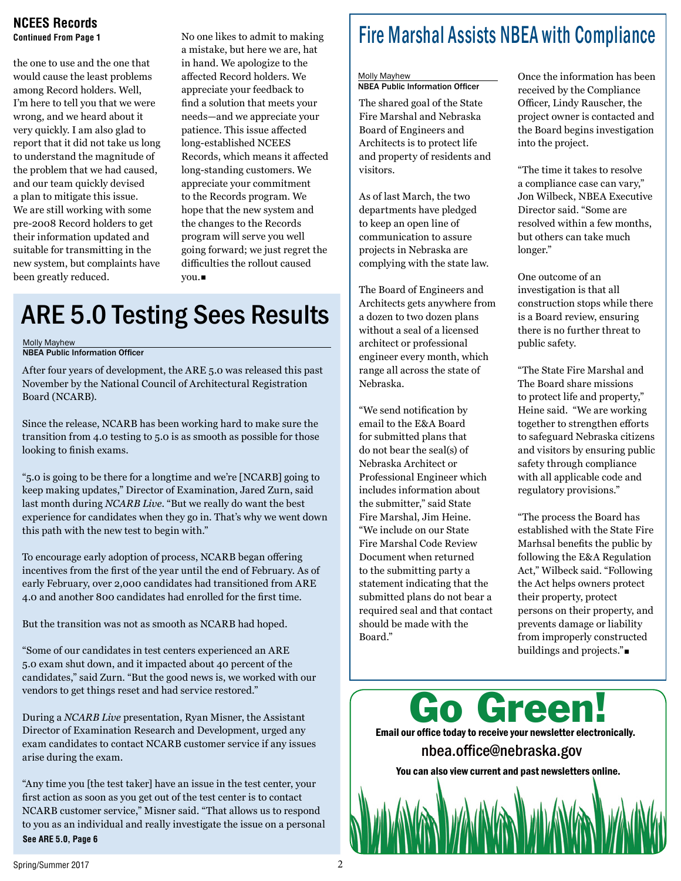## NCEES Records

**Continued From Page 1**

the one to use and the one that would cause the least problems among Record holders. Well, I'm here to tell you that we were wrong, and we heard about it very quickly. I am also glad to report that it did not take us long to understand the magnitude of the problem that we had caused, and our team quickly devised a plan to mitigate this issue. We are still working with some pre-2008 Record holders to get their information updated and suitable for transmitting in the new system, but complaints have been greatly reduced.

No one likes to admit to making a mistake, but here we are, hat in hand. We apologize to the affected Record holders. We appreciate your feedback to find a solution that meets your needs—and we appreciate your patience. This issue affected long-established NCEES Records, which means it affected long-standing customers. We appreciate your commitment to the Records program. We hope that the new system and the changes to the Records program will serve you well going forward; we just regret the difficulties the rollout caused you.■

# ARE 5.0 Testing Sees Results

Molly Mayhew
**NBEA Public Information Officer**

After four years of development, the ARE 5.0 was released this past November by the National Council of Architectural Registration Board (NCARB).

Since the release, NCARB has been working hard to make sure the transition from 4.0 testing to 5.0 is as smooth as possible for those looking to finish exams.

"5.0 is going to be there for a longtime and we're [NCARB] going to keep making updates," Director of Examination, Jared Zurn, said last month during *NCARB Live*. "But we really do want the best experience for candidates when they go in. That's why we went down this path with the new test to begin with."

To encourage early adoption of process, NCARB began offering incentives from the first of the year until the end of February. As of early February, over 2,000 candidates had transitioned from ARE 4.0 and another 800 candidates had enrolled for the first time.

But the transition was not as smooth as NCARB had hoped.

"Some of our candidates in test centers experienced an ARE 5.0 exam shut down, and it impacted about 40 percent of the candidates," said Zurn. "But the good news is, we worked with our vendors to get things reset and had service restored."

During a *NCARB Live* presentation, Ryan Misner, the Assistant Director of Examination Research and Development, urged any exam candidates to contact NCARB customer service if any issues arise during the exam.

"Any time you [the test taker] have an issue in the test center, your first action as soon as you get out of the test center is to contact NCARB customer service," Misner said. "That allows us to respond to you as an individual and really investigate the issue on a personal

**See ARE 5.0, Page 6**

# Fire Marshal Assists NBEA with Compliance

Molly Mayhew
**NBEA Public Information Officer**

The shared goal of the State Fire Marshal and Nebraska Board of Engineers and Architects is to protect life and property of residents and visitors.

As of last March, the two departments have pledged to keep an open line of communication to assure projects in Nebraska are complying with the state law.

The Board of Engineers and Architects gets anywhere from a dozen to two dozen plans without a seal of a licensed architect or professional engineer every month, which range all across the state of Nebraska.

"We send notification by email to the E&A Board for submitted plans that do not bear the seal(s) of Nebraska Architect or Professional Engineer which includes information about the submitter," said State Fire Marshal, Jim Heine. "We include on our State Fire Marshal Code Review Document when returned to the submitting party a statement indicating that the submitted plans do not bear a required seal and that contact should be made with the Board."

Once the information has been received by the Compliance Officer, Lindy Rauscher, the project owner is contacted and the Board begins investigation into the project.

"The time it takes to resolve a compliance case can vary," Jon Wilbeck, NBEA Executive Director said. "Some are resolved within a few months, but others can take much longer."

One outcome of an investigation is that all construction stops while there is a Board review, ensuring there is no further threat to public safety.

"The State Fire Marshal and The Board share missions to protect life and property," Heine said. "We are working together to strengthen efforts to safeguard Nebraska citizens and visitors by ensuring public safety through compliance with all applicable code and regulatory provisions."

"The process the Board has established with the State Fire Marhsal benefits the public by following the E&A Regulation Act," Wilbeck said. "Following the Act helps owners protect their property, protect persons on their property, and prevents damage or liability from improperly constructed buildings and projects."■

# Go Green!

**Email our office today to receive your newsletter electronically.**

nbea.office@nebraska.gov

**You can also view current and past newsletters online.**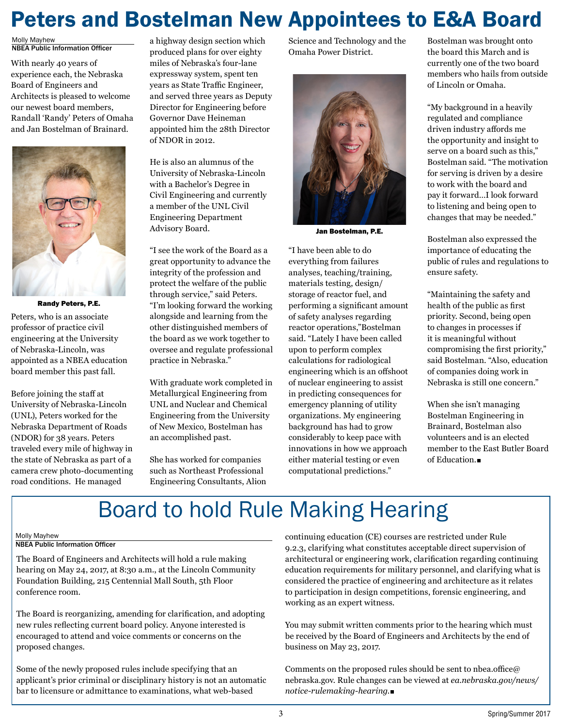# Peters and Bostelman New Appointees to E&A Board

Molly Mayhew
**NBEA Public Information Officer**

With nearly 40 years of experience each, the Nebraska Board of Engineers and Architects is pleased to welcome our newest board members, Randall 'Randy' Peters of Omaha and Jan Bostelman of Brainard.

**Randy Peters, P.E.**

Peters, who is an associate professor of practice civil engineering at the University of Nebraska-Lincoln, was appointed as a NBEA education board member this past fall.

Before joining the staff at University of Nebraska-Lincoln (UNL), Peters worked for the Nebraska Department of Roads (NDOR) for 38 years. Peters traveled every mile of highway in the state of Nebraska as part of a camera crew photo-documenting road conditions. He managed a highway design section which produced plans for over eighty miles of Nebraska's four-lane expressway system, spent ten years as State Traffic Engineer, and served three years as Deputy Director for Engineering before Governor Dave Heineman appointed him the 28th Director of NDOR in 2012.

He is also an alumnus of the University of Nebraska-Lincoln with a Bachelor's Degree in Civil Engineering and currently a member of the UNL Civil Engineering Department Advisory Board.

"I see the work of the Board as a great opportunity to advance the integrity of the profession and protect the welfare of the public through service," said Peters. "I'm looking forward the working alongside and learning from the other distinguished members of the board as we work together to oversee and regulate professional practice in Nebraska."

With graduate work completed in Metallurgical Engineering from UNL and Nuclear and Chemical Engineering from the University of New Mexico, Bostelman has an accomplished past.

She has worked for companies such as Northeast Professional Engineering Consultants, Alion Science and Technology and the Omaha Power District.

**Jan Bostelman, P.E.**

"I have been able to do everything from failures analyses, teaching/training, materials testing, design/storage of reactor fuel, and performing a significant amount of safety analyses regarding reactor operations,"Bostelman said. "Lately I have been called upon to perform complex calculations for radiological engineering which is an offshoot of nuclear engineering to assist in predicting consequences for emergency planning of utility organizations. My engineering background has had to grow considerably to keep pace with innovations in how we approach either material testing or even computational predictions."

Bostelman was brought onto the board this March and is currently one of the two board members who hails from outside of Lincoln or Omaha.

"My background in a heavily regulated and compliance driven industry affords me the opportunity and insight to serve on a board such as this," Bostelman said. "The motivation for serving is driven by a desire to work with the board and pay it forward...I look forward to listening and being open to changes that may be needed."

Bostelman also expressed the importance of educating the public of rules and regulations to ensure safety.

"Maintaining the safety and health of the public as first priority. Second, being open to changes in processes if it is meaningful without compromising the first priority," said Bostelman. "Also, education of companies doing work in Nebraska is still one concern."

When she isn't managing Bostelman Engineering in Brainard, Bostelman also volunteers and is an elected member to the East Butler Board of Education.■

# Board to hold Rule Making Hearing

Molly Mayhew
**NBEA Public Information Officer**

The Board of Engineers and Architects will hold a rule making hearing on May 24, 2017, at 8:30 a.m., at the Lincoln Community Foundation Building, 215 Centennial Mall South, 5th Floor conference room.

The Board is reorganizing, amending for clarification, and adopting new rules reflecting current board policy. Anyone interested is encouraged to attend and voice comments or concerns on the proposed changes.

Some of the newly proposed rules include specifying that an applicant's prior criminal or disciplinary history is not an automatic bar to licensure or admittance to examinations, what web-based continuing education (CE) courses are restricted under Rule 9.2.3, clarifying what constitutes acceptable direct supervision of architectural or engineering work, clarification regarding continuing education requirements for military personnel, and clarifying what is considered the practice of engineering and architecture as it relates to participation in design competitions, forensic engineering, and working as an expert witness.

You may submit written comments prior to the hearing which must be received by the Board of Engineers and Architects by the end of business on May 23, 2017.

Comments on the proposed rules should be sent to nbea.office@nebraska.gov. Rule changes can be viewed at *ea.nebraska.gov/news/notice-rulemaking-hearing*.■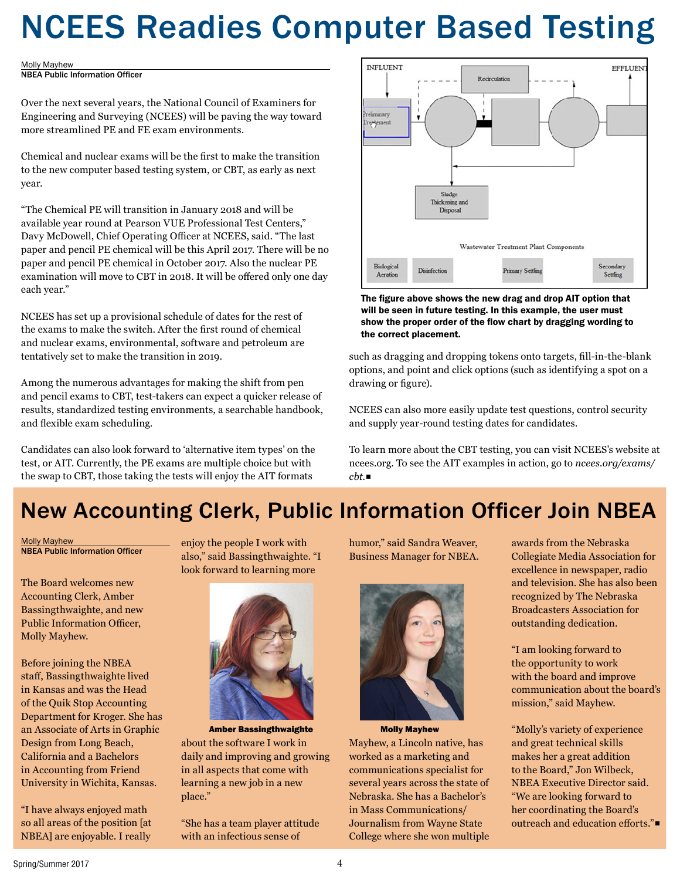# NCEES Readies Computer Based Testing

Molly Mayhew
**NBEA Public Information Officer**

Over the next several years, the National Council of Examiners for Engineering and Surveying (NCEES) will be paving the way toward more streamlined PE and FE exam environments.

Chemical and nuclear exams will be the first to make the transition to the new computer based testing system, or CBT, as early as next year.

"The Chemical PE will transition in January 2018 and will be available year round at Pearson VUE Professional Test Centers," Davy McDowell, Chief Operating Officer at NCEES, said. "The last paper and pencil PE chemical will be this April 2017. There will be no paper and pencil PE chemical in October 2017. Also the nuclear PE examination will move to CBT in 2018. It will be offered only one day each year."

NCEES has set up a provisional schedule of dates for the rest of the exams to make the switch. After the first round of chemical and nuclear exams, environmental, software and petroleum are tentatively set to make the transition in 2019.

Among the numerous advantages for making the shift from pen and pencil exams to CBT, test-takers can expect a quicker release of results, standardized testing environments, a searchable handbook, and flexible exam scheduling.

Candidates can also look forward to 'alternative item types' on the test, or AIT. Currently, the PE exams are multiple choice but with the swap to CBT, those taking the tests will enjoy the AIT formats such as dragging and dropping tokens onto targets, fill-in-the-blank options, and point and click options (such as identifying a spot on a drawing or figure).

**The figure above shows the new drag and drop AIT option that will be seen in future testing. In this example, the user must show the proper order of the flow chart by dragging wording to the correct placement.**

NCEES can also more easily update test questions, control security and supply year-round testing dates for candidates.

To learn more about the CBT testing, you can visit NCEES's website at ncees.org. To see the AIT examples in action, go to *ncees.org/exams/cbt*.

# New Accounting Clerk, Public Information Officer Join NBEA

Molly Mayhew
**NBEA Public Information Officer**

The Board welcomes new Accounting Clerk, Amber Bassingthwaighte, and new Public Information Officer, Molly Mayhew.

Before joining the NBEA staff, Bassingthwaighte lived in Kansas and was the Head of the Quik Stop Accounting Department for Kroger. She has an Associate of Arts in Graphic Design from Long Beach, California and a Bachelors in Accounting from Friend University in Wichita, Kansas.

"I have always enjoyed math so all areas of the position [at NBEA] are enjoyable. I really enjoy the people I work with also," said Bassingthwaighte. "I look forward to learning more about the software I work in daily and improving and growing in all aspects that come with learning a new job in a new place."

**Amber Bassingthwaighte**

"She has a team player attitude with an infectious sense of humor," said Sandra Weaver, Business Manager for NBEA.

**Molly Mayhew**

Mayhew, a Lincoln native, has worked as a marketing and communications specialist for several years across the state of Nebraska. She has a Bachelor's in Mass Communications/Journalism from Wayne State College where she won multiple awards from the Nebraska Collegiate Media Association for excellence in newspaper, radio and television. She has also been recognized by The Nebraska Broadcasters Association for outstanding dedication.

"I am looking forward to the opportunity to work with the board and improve communication about the board's mission," said Mayhew.

"Molly's variety of experience and great technical skills makes her a great addition to the Board," Jon Wilbeck, NBEA Executive Director said. "We are looking forward to her coordinating the Board's outreach and education efforts."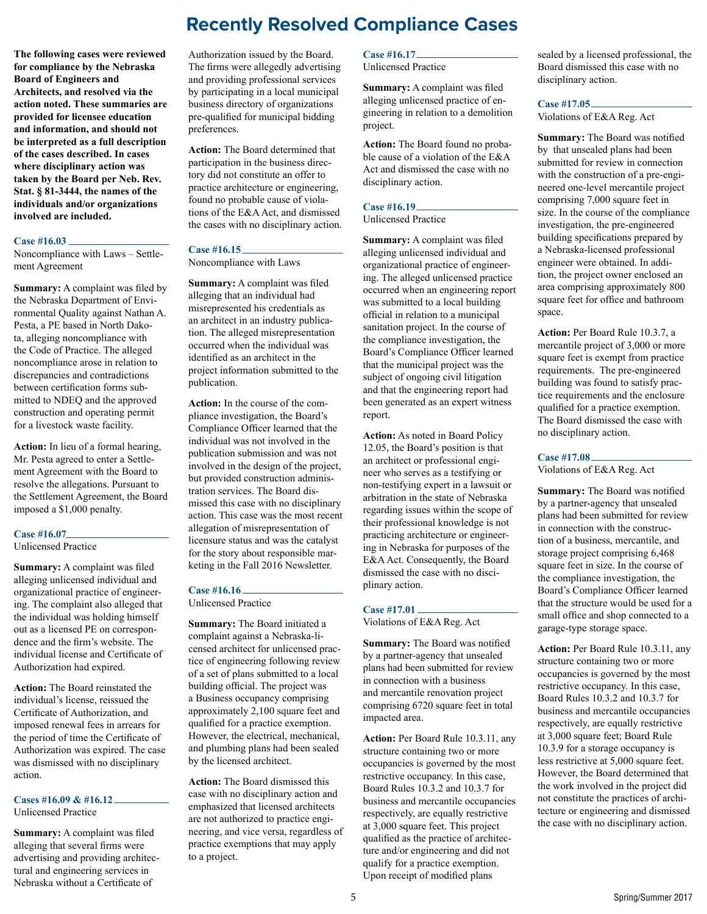# Recently Resolved Compliance Cases

**The following cases were reviewed for compliance by the Nebraska Board of Engineers and Architects, and resolved via the action noted. These summaries are provided for licensee education and information, and should not be interpreted as a full description of the cases described. In cases where disciplinary action was taken by the Board per Neb. Rev. Stat. § 81-3444, the names of the individuals and/or organizations involved are included.**

### Case #16.03

Noncompliance with Laws – Settlement Agreement

**Summary:** A complaint was filed by the Nebraska Department of Environmental Quality against Nathan A. Pesta, a PE based in North Dakota, alleging noncompliance with the Code of Practice. The alleged noncompliance arose in relation to discrepancies and contradictions between certification forms submitted to NDEQ and the approved construction and operating permit for a livestock waste facility.

**Action:** In lieu of a formal hearing, Mr. Pesta agreed to enter a Settlement Agreement with the Board to resolve the allegations. Pursuant to the Settlement Agreement, the Board imposed a $1,000 penalty.

### Case #16.07

Unlicensed Practice

**Summary:** A complaint was filed alleging unlicensed individual and organizational practice of engineering. The complaint also alleged that the individual was holding himself out as a licensed PE on correspondence and the firm's website. The individual license and Certificate of Authorization had expired.

**Action:** The Board reinstated the individual's license, reissued the Certificate of Authorization, and imposed renewal fees in arrears for the period of time the Certificate of Authorization was expired. The case was dismissed with no disciplinary action.

### Cases #16.09 & #16.12

Unlicensed Practice

**Summary:** A complaint was filed alleging that several firms were advertising and providing architectural and engineering services in Nebraska without a Certificate of Authorization issued by the Board. The firms were allegedly advertising and providing professional services by participating in a local municipal business directory of organizations pre-qualified for municipal bidding preferences.

**Action:** The Board determined that participation in the business directory did not constitute an offer to practice architecture or engineering, found no probable cause of violations of the E&A Act, and dismissed the cases with no disciplinary action.

### Case #16.15

Noncompliance with Laws

**Summary:** A complaint was filed alleging that an individual had misrepresented his credentials as an architect in an industry publication. The alleged misrepresentation occurred when the individual was identified as an architect in the project information submitted to the publication.

**Action:** In the course of the compliance investigation, the Board's Compliance Officer learned that the individual was not involved in the publication submission and was not involved in the design of the project, but provided construction administration services. The Board dismissed this case with no disciplinary action. This case was the most recent allegation of misrepresentation of licensure status and was the catalyst for the story about responsible marketing in the Fall 2016 Newsletter.

### Case #16.16

Unlicensed Practice

**Summary:** The Board initiated a complaint against a Nebraska-licensed architect for unlicensed practice of engineering following review of a set of plans submitted to a local building official. The project was a Business occupancy comprising approximately 2,100 square feet and qualified for a practice exemption. However, the electrical, mechanical, and plumbing plans had been sealed by the licensed architect.

**Action:** The Board dismissed this case with no disciplinary action and emphasized that licensed architects are not authorized to practice engineering, and vice versa, regardless of practice exemptions that may apply to a project.

### Case #16.17

Unlicensed Practice

**Summary:** A complaint was filed alleging unlicensed practice of engineering in relation to a demolition project.

**Action:** The Board found no probable cause of a violation of the E&A Act and dismissed the case with no disciplinary action.

### Case #16.19

Unlicensed Practice

**Summary:** A complaint was filed alleging unlicensed individual and organizational practice of engineering. The alleged unlicensed practice occurred when an engineering report was submitted to a local building official in relation to a municipal sanitation project. In the course of the compliance investigation, the Board's Compliance Officer learned that the municipal project was the subject of ongoing civil litigation and that the engineering report had been generated as an expert witness report.

**Action:** As noted in Board Policy 12.05, the Board's position is that an architect or professional engineer who serves as a testifying or non-testifying expert in a lawsuit or arbitration in the state of Nebraska regarding issues within the scope of their professional knowledge is not practicing architecture or engineering in Nebraska for purposes of the E&A Act. Consequently, the Board dismissed the case with no disciplinary action.

### Case #17.01

Violations of E&A Reg. Act

**Summary:** The Board was notified by a partner-agency that unsealed plans had been submitted for review in connection with a business and mercantile renovation project comprising 6720 square feet in total impacted area.

**Action:** Per Board Rule 10.3.11, any structure containing two or more occupancies is governed by the most restrictive occupancy. In this case, Board Rules 10.3.2 and 10.3.7 for business and mercantile occupancies respectively, are equally restrictive at 3,000 square feet. This project qualified as the practice of architecture and/or engineering and did not qualify for a practice exemption. Upon receipt of modified plans sealed by a licensed professional, the Board dismissed this case with no disciplinary action.

### Case #17.05

Violations of E&A Reg. Act

**Summary:** The Board was notified by that unsealed plans had been submitted for review in connection with the construction of a pre-engineered one-level mercantile project comprising 7,000 square feet in size. In the course of the compliance investigation, the pre-engineered building specifications prepared by a Nebraska-licensed professional engineer were obtained. In addition, the project owner enclosed an area comprising approximately 800 square feet for office and bathroom space.

**Action:** Per Board Rule 10.3.7, a mercantile project of 3,000 or more square feet is exempt from practice requirements. The pre-engineered building was found to satisfy practice requirements and the enclosure qualified for a practice exemption. The Board dismissed the case with no disciplinary action.

### Case #17.08

Violations of E&A Reg. Act

**Summary:** The Board was notified by a partner-agency that unsealed plans had been submitted for review in connection with the construction of a business, mercantile, and storage project comprising 6,468 square feet in size. In the course of the compliance investigation, the Board's Compliance Officer learned that the structure would be used for a small office and shop connected to a garage-type storage space.

**Action:** Per Board Rule 10.3.11, any structure containing two or more occupancies is governed by the most restrictive occupancy. In this case, Board Rules 10.3.2 and 10.3.7 for business and mercantile occupancies respectively, are equally restrictive at 3,000 square feet; Board Rule 10.3.9 for a storage occupancy is less restrictive at 5,000 square feet. However, the Board determined that the work involved in the project did not constitute the practices of architecture or engineering and dismissed the case with no disciplinary action.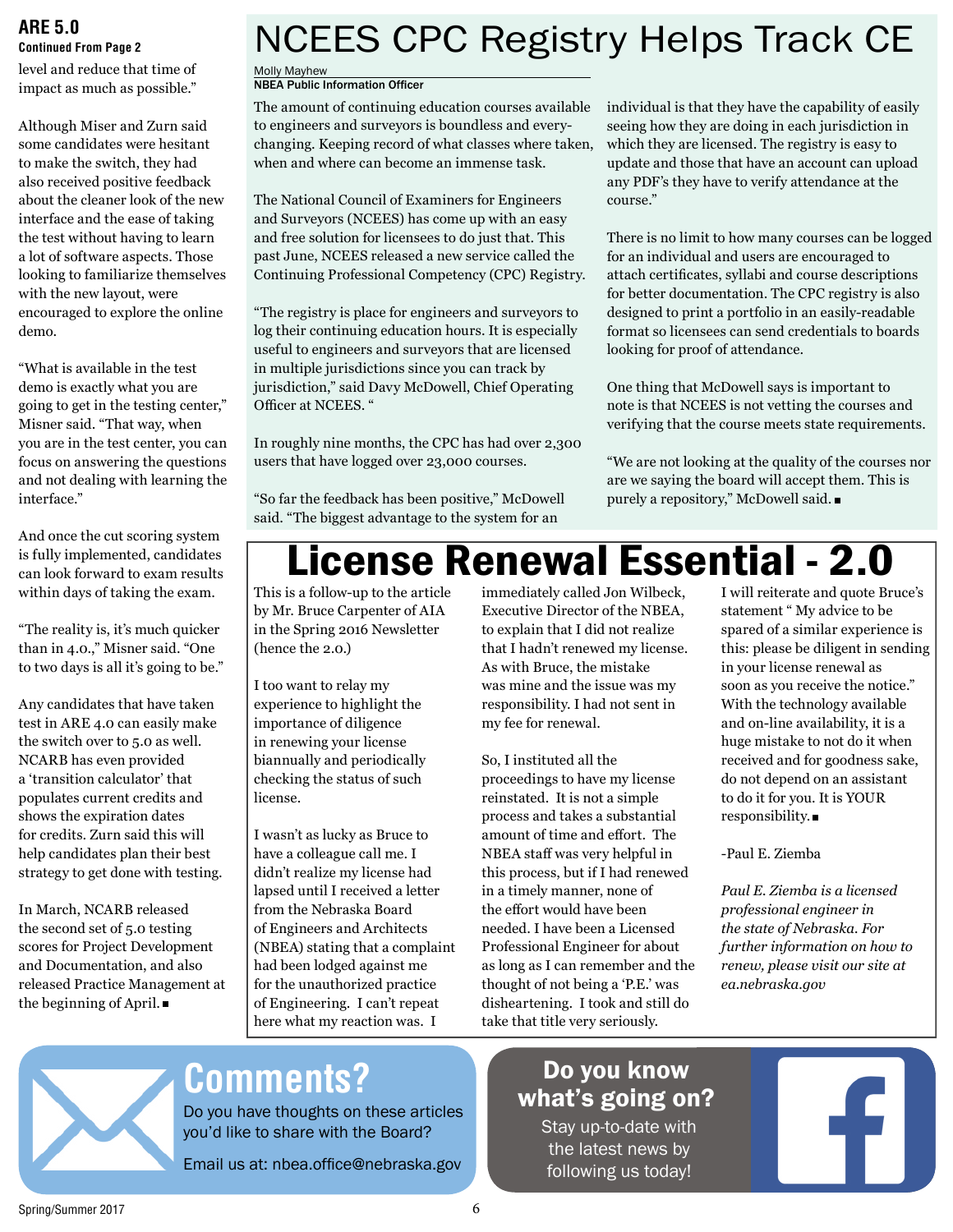## ARE 5.0

**Continued From Page 2**

level and reduce that time of impact as much as possible."

Although Miser and Zurn said some candidates were hesitant to make the switch, they had also received positive feedback about the cleaner look of the new interface and the ease of taking the test without having to learn a lot of software aspects. Those looking to familiarize themselves with the new layout, were encouraged to explore the online demo.

"What is available in the test demo is exactly what you are going to get in the testing center," Misner said. "That way, when you are in the test center, you can focus on answering the questions and not dealing with learning the interface."

And once the cut scoring system is fully implemented, candidates can look forward to exam results within days of taking the exam.

"The reality is, it's much quicker than in 4.0.," Misner said. "One to two days is all it's going to be."

Any candidates that have taken test in ARE 4.0 can easily make the switch over to 5.0 as well. NCARB has even provided a 'transition calculator' that populates current credits and shows the expiration dates for credits. Zurn said this will help candidates plan their best strategy to get done with testing.

In March, NCARB released the second set of 5.0 testing scores for Project Development and Documentation, and also released Practice Management at the beginning of April. ■

# NCEES CPC Registry Helps Track CE

Molly Mayhew
**NBEA Public Information Officer**

The amount of continuing education courses available to engineers and surveyors is boundless and every-changing. Keeping record of what classes where taken, when and where can become an immense task.

The National Council of Examiners for Engineers and Surveyors (NCEES) has come up with an easy and free solution for licensees to do just that. This past June, NCEES released a new service called the Continuing Professional Competency (CPC) Registry.

"The registry is place for engineers and surveyors to log their continuing education hours. It is especially useful to engineers and surveyors that are licensed in multiple jurisdictions since you can track by jurisdiction," said Davy McDowell, Chief Operating Officer at NCEES. "

In roughly nine months, the CPC has had over 2,300 users that have logged over 23,000 courses.

"So far the feedback has been positive," McDowell said. "The biggest advantage to the system for an individual is that they have the capability of easily seeing how they are doing in each jurisdiction in which they are licensed. The registry is easy to update and those that have an account can upload any PDF's they have to verify attendance at the course."

There is no limit to how many courses can be logged for an individual and users are encouraged to attach certificates, syllabi and course descriptions for better documentation. The CPC registry is also designed to print a portfolio in an easily-readable format so licensees can send credentials to boards looking for proof of attendance.

One thing that McDowell says is important to note is that NCEES is not vetting the courses and verifying that the course meets state requirements.

"We are not looking at the quality of the courses nor are we saying the board will accept them. This is purely a repository," McDowell said. ■

# License Renewal Essential - 2.0

This is a follow-up to the article by Mr. Bruce Carpenter of AIA in the Spring 2016 Newsletter (hence the 2.0.)

I too want to relay my experience to highlight the importance of diligence in renewing your license biannually and periodically checking the status of such license.

I wasn't as lucky as Bruce to have a colleague call me. I didn't realize my license had lapsed until I received a letter from the Nebraska Board of Engineers and Architects (NBEA) stating that a complaint had been lodged against me for the unauthorized practice of Engineering. I can't repeat here what my reaction was. I immediately called Jon Wilbeck, Executive Director of the NBEA, to explain that I did not realize that I hadn't renewed my license. As with Bruce, the mistake was mine and the issue was my responsibility. I had not sent in my fee for renewal.

So, I instituted all the proceedings to have my license reinstated. It is not a simple process and takes a substantial amount of time and effort. The NBEA staff was very helpful in this process, but if I had renewed in a timely manner, none of the effort would have been needed. I have been a Licensed Professional Engineer for about as long as I can remember and the thought of not being a 'P.E.' was disheartening. I took and still do take that title very seriously.

I will reiterate and quote Bruce's statement " My advice to be spared of a similar experience is this: please be diligent in sending in your license renewal as soon as you receive the notice." With the technology available and on-line availability, it is a huge mistake to not do it when received and for goodness sake, do not depend on an assistant to do it for you. It is YOUR responsibility. ■

-Paul E. Ziemba

*Paul E. Ziemba is a licensed professional engineer in the state of Nebraska. For further information on how to renew, please visit our site at ea.nebraska.gov*

## Comments?

Do you have thoughts on these articles you'd like to share with the Board?

Email us at: nbea.office@nebraska.gov

## Do you know what's going on?

Stay up-to-date with the latest news by following us today!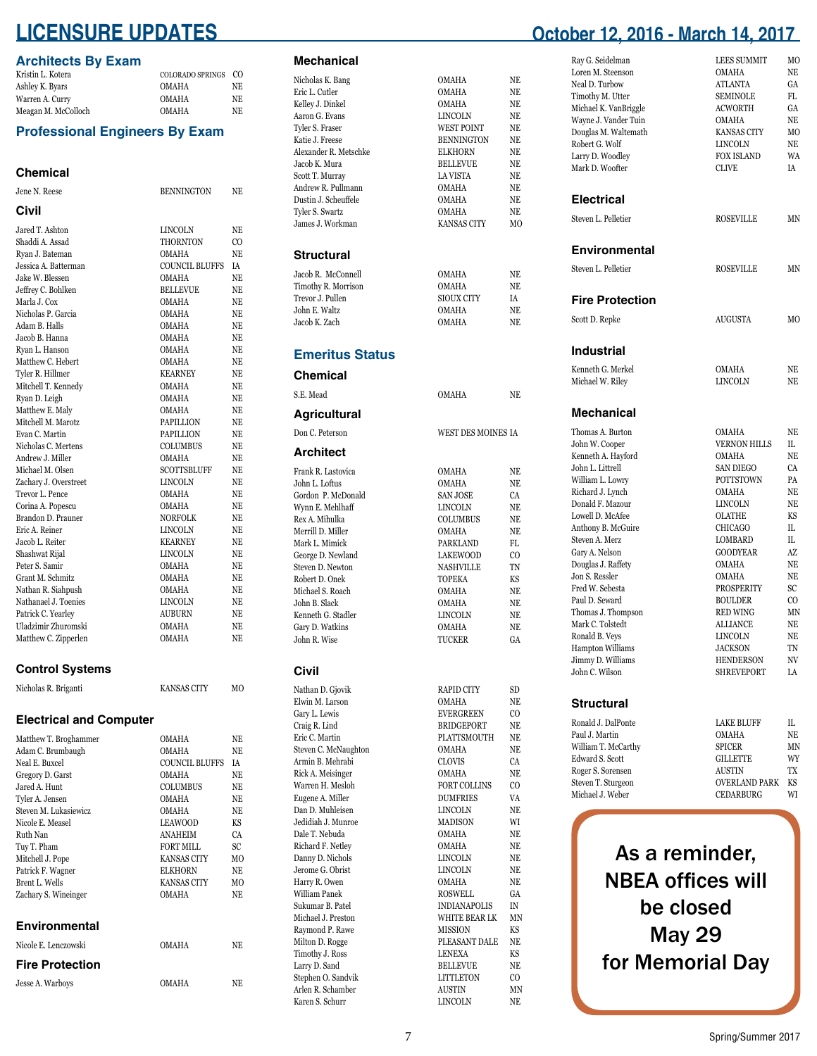# LICENSURE UPDATES

**October 12, 2016 - March 14, 2017**

## Architects By Exam

| Name | City | State |
|---|---|---|
| Kristin L. Kotera | COLORADO SPRINGS | CO |
| Ashley K. Byars | OMAHA | NE |
| Warren A. Curry | OMAHA | NE |
| Meagan M. McColloch | OMAHA | NE |

## Professional Engineers By Exam

### Chemical

| Name | City | State |
|---|---|---|
| Jene N. Reese | BENNINGTON | NE |

### Civil

| Name | City | State |
|---|---|---|
| Jared T. Ashton | LINCOLN | NE |
| Shaddi A. Assad | THORNTON | CO |
| Ryan J. Bateman | OMAHA | NE |
| Jessica A. Batterman | COUNCIL BLUFFS | IA |
| Jake W. Blessen | OMAHA | NE |
| Jeffrey C. Bohlken | BELLEVUE | NE |
| Marla J. Cox | OMAHA | NE |
| Nicholas P. Garcia | OMAHA | NE |
| Adam B. Halls | OMAHA | NE |
| Jacob B. Hanna | OMAHA | NE |
| Ryan L. Hanson | OMAHA | NE |
| Matthew C. Hebert | OMAHA | NE |
| Tyler R. Hillmer | KEARNEY | NE |
| Mitchell T. Kennedy | OMAHA | NE |
| Ryan D. Leigh | OMAHA | NE |
| Matthew E. Maly | OMAHA | NE |
| Mitchell M. Marotz | PAPILLION | NE |
| Evan C. Martin | PAPILLION | NE |
| Nicholas C. Mertens | COLUMBUS | NE |
| Andrew J. Miller | OMAHA | NE |
| Michael M. Olsen | SCOTTSBLUFF | NE |
| Zachary J. Overstreet | LINCOLN | NE |
| Trevor L. Pence | OMAHA | NE |
| Corina A. Popescu | OMAHA | NE |
| Brandon D. Prauner | NORFOLK | NE |
| Eric A. Reiner | LINCOLN | NE |
| Jacob L. Reiter | KEARNEY | NE |
| Shashwat Rijal | LINCOLN | NE |
| Peter S. Samir | OMAHA | NE |
| Grant M. Schmitz | OMAHA | NE |
| Nathan R. Siahpush | OMAHA | NE |
| Nathanael J. Toenies | LINCOLN | NE |
| Patrick C. Yearley | AUBURN | NE |
| Uladzimir Zhuromski | OMAHA | NE |
| Matthew C. Zipperlen | OMAHA | NE |

### Control Systems

| Name | City | State |
|---|---|---|
| Nicholas R. Briganti | KANSAS CITY | MO |

### Electrical and Computer

| Name | City | State |
|---|---|---|
| Matthew T. Broghammer | OMAHA | NE |
| Adam C. Brumbaugh | OMAHA | NE |
| Neal E. Buxcel | COUNCIL BLUFFS | IA |
| Gregory D. Garst | OMAHA | NE |
| Jared A. Hunt | COLUMBUS | NE |
| Tyler A. Jensen | OMAHA | NE |
| Steven M. Lukasiewicz | OMAHA | NE |
| Nicole E. Measel | LEAWOOD | KS |
| Ruth Nan | ANAHEIM | CA |
| Tuy T. Pham | FORT MILL | SC |
| Mitchell J. Pope | KANSAS CITY | MO |
| Patrick F. Wagner | ELKHORN | NE |
| Brent L. Wells | KANSAS CITY | MO |
| Zachary S. Wineinger | OMAHA | NE |

### Environmental

| Name | City | State |
|---|---|---|
| Nicole E. Lenczowski | OMAHA | NE |

### Fire Protection

| Name | City | State |
|---|---|---|
| Jesse A. Warboys | OMAHA | NE |

### Mechanical

| Name | City | State |
|---|---|---|
| Nicholas K. Bang | OMAHA | NE |
| Eric L. Cutler | OMAHA | NE |
| Kelley J. Dinkel | OMAHA | NE |
| Aaron G. Evans | LINCOLN | NE |
| Tyler S. Fraser | WEST POINT | NE |
| Katie J. Freese | BENNINGTON | NE |
| Alexander R. Metschke | ELKHORN | NE |
| Jacob K. Mura | BELLEVUE | NE |
| Scott T. Murray | LA VISTA | NE |
| Andrew R. Pullmann | OMAHA | NE |
| Dustin J. Scheuffele | OMAHA | NE |
| Tyler S. Swartz | OMAHA | NE |
| James J. Workman | KANSAS CITY | MO |

### Structural

| Name | City | State |
|---|---|---|
| Jacob R. McConnell | OMAHA | NE |
| Timothy R. Morrison | OMAHA | NE |
| Trevor J. Pullen | SIOUX CITY | IA |
| John E. Waltz | OMAHA | NE |
| Jacob K. Zach | OMAHA | NE |

## Emeritus Status

### Chemical

| Name | City | State |
|---|---|---|
| S.E. Mead | OMAHA | NE |

### Agricultural

| Name | City | State |
|---|---|---|
| Don C. Peterson | WEST DES MOINES | IA |

### Architect

| Name | City | State |
|---|---|---|
| Frank R. Lastovica | OMAHA | NE |
| John L. Loftus | OMAHA | NE |
| Gordon P. McDonald | SAN JOSE | CA |
| Wynn E. Mehlhaff | LINCOLN | NE |
| Rex A. Mihulka | COLUMBUS | NE |
| Merrill D. Miller | OMAHA | NE |
| Mark L. Mimick | PARKLAND | FL |
| George D. Newland | LAKEWOOD | CO |
| Steven D. Newton | NASHVILLE | TN |
| Robert D. Onek | TOPEKA | KS |
| Michael S. Roach | OMAHA | NE |
| John B. Slack | OMAHA | NE |
| Kenneth G. Stadler | LINCOLN | NE |
| Gary D. Watkins | OMAHA | NE |
| John R. Wise | TUCKER | GA |

### Civil

| Name | City | State |
|---|---|---|
| Nathan D. Gjovik | RAPID CITY | SD |
| Elwin M. Larson | OMAHA | NE |
| Gary L. Lewis | EVERGREEN | CO |
| Craig R. Lind | BRIDGEPORT | NE |
| Eric C. Martin | PLATTSMOUTH | NE |
| Steven C. McNaughton | OMAHA | NE |
| Armin B. Mehrabi | CLOVIS | CA |
| Rick A. Meisinger | OMAHA | NE |
| Warren H. Mesloh | FORT COLLINS | CO |
| Eugene A. Miller | DUMFRIES | VA |
| Dan D. Muhleisen | LINCOLN | NE |
| Jedidiah J. Munroe | MADISON | WI |
| Dale T. Nebuda | OMAHA | NE |
| Richard F. Netley | OMAHA | NE |
| Danny D. Nichols | LINCOLN | NE |
| Jerome G. Obrist | LINCOLN | NE |
| Harry R. Owen | OMAHA | NE |
| William Panek | ROSWELL | GA |
| Sukumar B. Patel | INDIANAPOLIS | IN |
| Michael J. Preston | WHITE BEAR LK | MN |
| Raymond P. Rawe | MISSION | KS |
| Milton D. Rogge | PLEASANT DALE | NE |
| Timothy J. Ross | LENEXA | KS |
| Larry D. Sand | BELLEVUE | NE |
| Stephen O. Sandvik | LITTLETON | CO |
| Arlen R. Schamber | AUSTIN | MN |
| Karen S. Schurr | LINCOLN | NE |
| Ray G. Seidelman | LEES SUMMIT | MO |
| Loren M. Steenson | OMAHA | NE |
| Neal D. Turbow | ATLANTA | GA |
| Timothy M. Utter | SEMINOLE | FL |
| Michael K. VanBriggle | ACWORTH | GA |
| Wayne J. Vander Tuin | OMAHA | NE |
| Douglas M. Waltemath | KANSAS CITY | MO |
| Robert G. Wolf | LINCOLN | NE |
| Larry D. Woodley | FOX ISLAND | WA |
| Mark D. Woofter | CLIVE | IA |

### Electrical

| Name | City | State |
|---|---|---|
| Steven L. Pelletier | ROSEVILLE | MN |

### Environmental

| Name | City | State |
|---|---|---|
| Steven L. Pelletier | ROSEVILLE | MN |

### Fire Protection

| Name | City | State |
|---|---|---|
| Scott D. Repke | AUGUSTA | MO |

### Industrial

| Name | City | State |
|---|---|---|
| Kenneth G. Merkel | OMAHA | NE |
| Michael W. Riley | LINCOLN | NE |

### Mechanical

| Name | City | State |
|---|---|---|
| Thomas A. Burton | OMAHA | NE |
| John W. Cooper | VERNON HILLS | IL |
| Kenneth A. Hayford | OMAHA | NE |
| John L. Littrell | SAN DIEGO | CA |
| William L. Lowry | POTTSTOWN | PA |
| Richard J. Lynch | OMAHA | NE |
| Donald F. Mazour | LINCOLN | NE |
| Lowell D. McAfee | OLATHE | KS |
| Anthony B. McGuire | CHICAGO | IL |
| Steven A. Merz | LOMBARD | IL |
| Gary A. Nelson | GOODYEAR | AZ |
| Douglas J. Raffety | OMAHA | NE |
| Jon S. Ressler | OMAHA | NE |
| Fred W. Sebesta | PROSPERITY | SC |
| Paul D. Seward | BOULDER | CO |
| Thomas J. Thompson | RED WING | MN |
| Mark C. Tolstedt | ALLIANCE | NE |
| Ronald B. Veys | LINCOLN | NE |
| Hampton Williams | JACKSON | TN |
| Jimmy D. Williams | HENDERSON | NV |
| John C. Wilson | SHREVEPORT | LA |

### Structural

| Name | City | State |
|---|---|---|
| Ronald J. DalPonte | LAKE BLUFF | IL |
| Paul J. Martin | OMAHA | NE |
| William T. McCarthy | SPICER | MN |
| Edward S. Scott | GILLETTE | WY |
| Roger S. Sorensen | AUSTIN | TX |
| Steven T. Sturgeon | OVERLAND PARK | KS |
| Michael J. Weber | CEDARBURG | WI |

**As a reminder, NBEA offices will be closed May 29 for Memorial Day**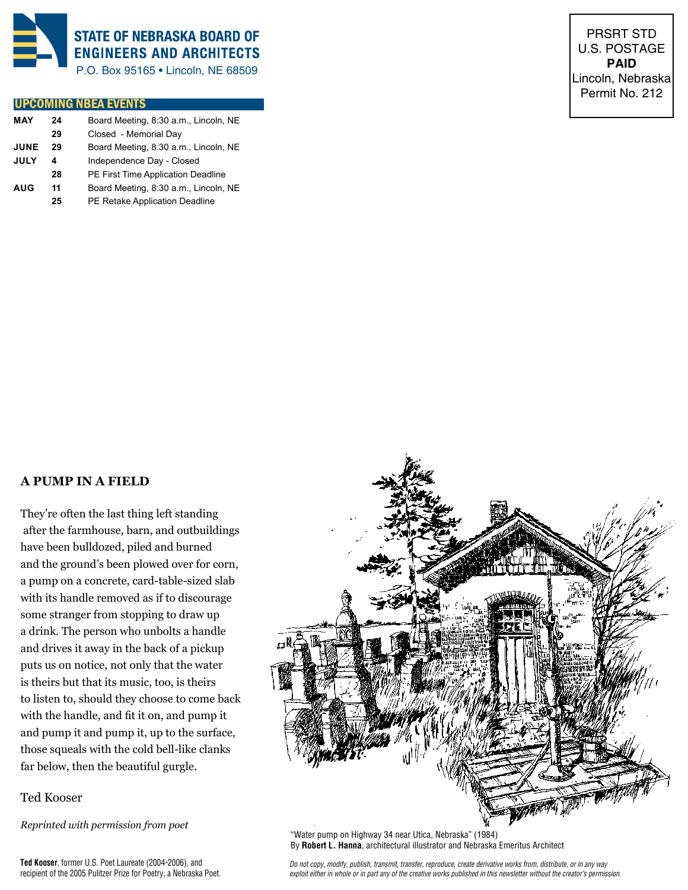**STATE OF NEBRASKA BOARD OF ENGINEERS AND ARCHITECTS**
P.O. Box 95165 • Lincoln, NE 68509

PRSRT STD
U.S. POSTAGE
**PAID**
Lincoln, Nebraska
Permit No. 212

## UPCOMING NBEA EVENTS

| | | |
|---|---|---|
| **MAY** | **24** | Board Meeting, 8:30 a.m., Lincoln, NE |
| | **29** | Closed - Memorial Day |
| **JUNE** | **29** | Board Meeting, 8:30 a.m., Lincoln, NE |
| **JULY** | **4** | Independence Day - Closed |
| | **28** | PE First Time Application Deadline |
| **AUG** | **11** | Board Meeting, 8:30 a.m., Lincoln, NE |
| | **25** | PE Retake Application Deadline |

## A PUMP IN A FIELD

They're often the last thing left standing
after the farmhouse, barn, and outbuildings
have been bulldozed, piled and burned
and the ground's been plowed over for corn,
a pump on a concrete, card-table-sized slab
with its handle removed as if to discourage
some stranger from stopping to draw up
a drink. The person who unbolts a handle
and drives it away in the back of a pickup
puts us on notice, not only that the water
is theirs but that its music, too, is theirs
to listen to, should they choose to come back
with the handle, and fit it on, and pump it
and pump it and pump it, up to the surface,
those squeals with the cold bell-like clanks
far below, then the beautiful gurgle.

Ted Kooser

*Reprinted with permission from poet*

"Water pump on Highway 34 near Utica, Nebraska" (1984)
By **Robert L. Hanna**, architectural illustrator and Nebraska Emeritus Architect

**Ted Kooser**, former U.S. Poet Laureate (2004-2006), and recipient of the 2005 Pulitzer Prize for Poetry, a Nebraska Poet.

*Do not copy, modify, publish, transmit, transfer, reproduce, create derivative works from, distribute, or in any way exploit either in whole or in part any of the creative works published in this newsletter without the creator's permission.*